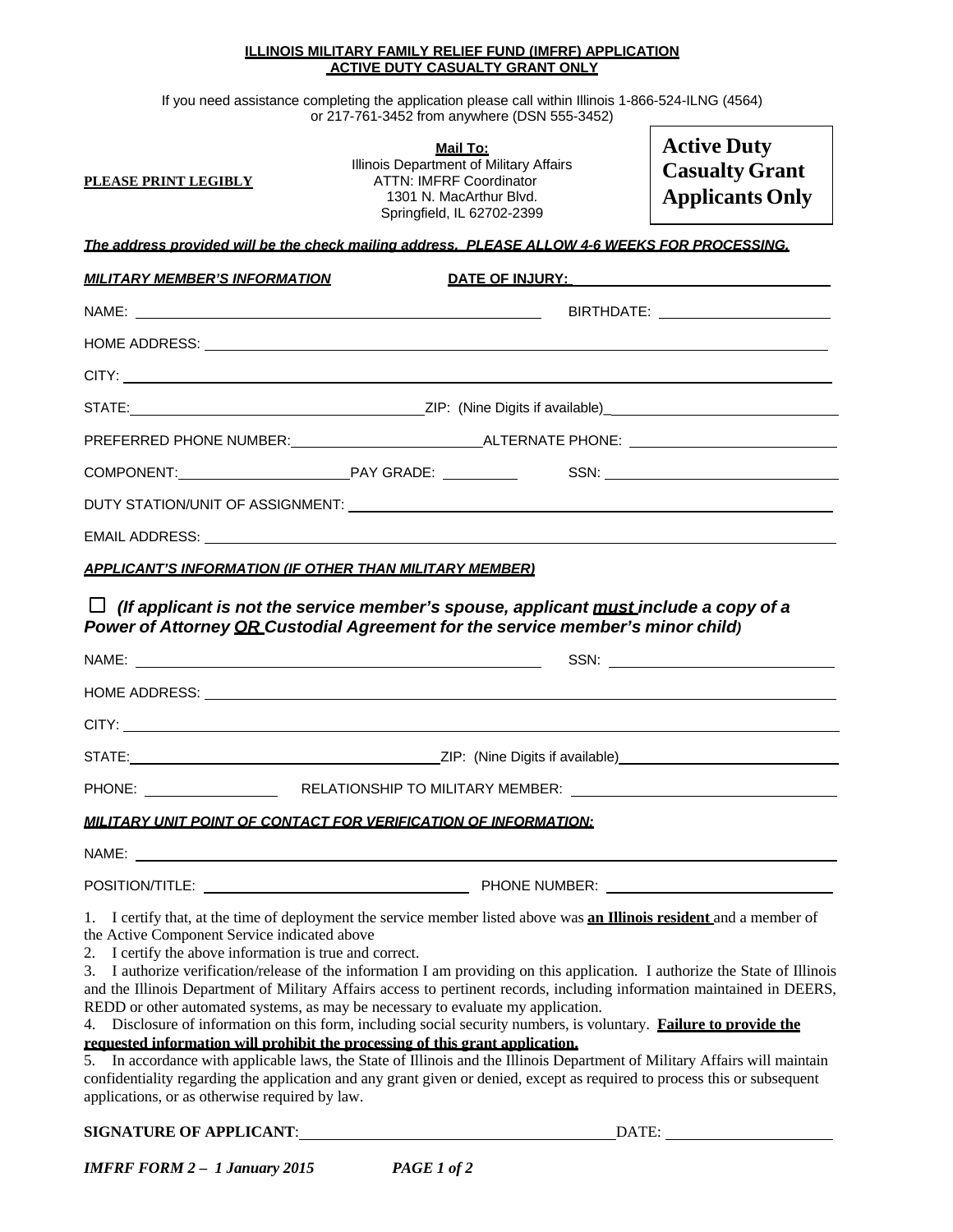**ILLINOIS MILITARY FAMILY RELIEF FUND (IMFRF) APPLICATION**
**ACTIVE DUTY CASUALTY GRANT ONLY**

If you need assistance completing the application please call within Illinois 1-866-524-ILNG (4564) or 217-761-3452 from anywhere (DSN 555-3452)

**PLEASE PRINT LEGIBLY**

**Mail To:**
Illinois Department of Military Affairs
ATTN: IMFRF Coordinator
1301 N. MacArthur Blvd.
Springfield, IL 62702-2399

**Active Duty Casualty Grant Applicants Only**

***The address provided will be the check mailing address. PLEASE ALLOW 4-6 WEEKS FOR PROCESSING.***

***MILITARY MEMBER'S INFORMATION*** **DATE OF INJURY:** ____________________

NAME: ______________________________ BIRTHDATE: ____________________

HOME ADDRESS: ________________________________________________

CITY: ________________________________________________

STATE: ____________________ ZIP: (Nine Digits if available) ____________________

PREFERRED PHONE NUMBER: ____________________ ALTERNATE PHONE: ____________________

COMPONENT: ____________________ PAY GRADE: __________ SSN: ____________________

DUTY STATION/UNIT OF ASSIGNMENT: ________________________________________________

EMAIL ADDRESS: ________________________________________________

***APPLICANT'S INFORMATION (IF OTHER THAN MILITARY MEMBER)***

☐ ***(If applicant is not the service member's spouse, applicant must include a copy of a Power of Attorney OR Custodial Agreement for the service member's minor child)***

NAME: ______________________________ SSN: ____________________

HOME ADDRESS: ________________________________________________

CITY: ________________________________________________

STATE: ____________________ ZIP: (Nine Digits if available) ____________________

PHONE: ____________ RELATIONSHIP TO MILITARY MEMBER: ____________________

***MILITARY UNIT POINT OF CONTACT FOR VERIFICATION OF INFORMATION:***

NAME: ________________________________________________

POSITION/TITLE: ____________________ PHONE NUMBER: ____________________

1. I certify that, at the time of deployment the service member listed above was **an Illinois resident** and a member of the Active Component Service indicated above
2. I certify the above information is true and correct.
3. I authorize verification/release of the information I am providing on this application. I authorize the State of Illinois and the Illinois Department of Military Affairs access to pertinent records, including information maintained in DEERS, REDD or other automated systems, as may be necessary to evaluate my application.
4. Disclosure of information on this form, including social security numbers, is voluntary. **Failure to provide the requested information will prohibit the processing of this grant application.**
5. In accordance with applicable laws, the State of Illinois and the Illinois Department of Military Affairs will maintain confidentiality regarding the application and any grant given or denied, except as required to process this or subsequent applications, or as otherwise required by law.

**SIGNATURE OF APPLICANT**: ______________________________ DATE: ____________________

***IMFRF FORM 2 – 1 January 2015***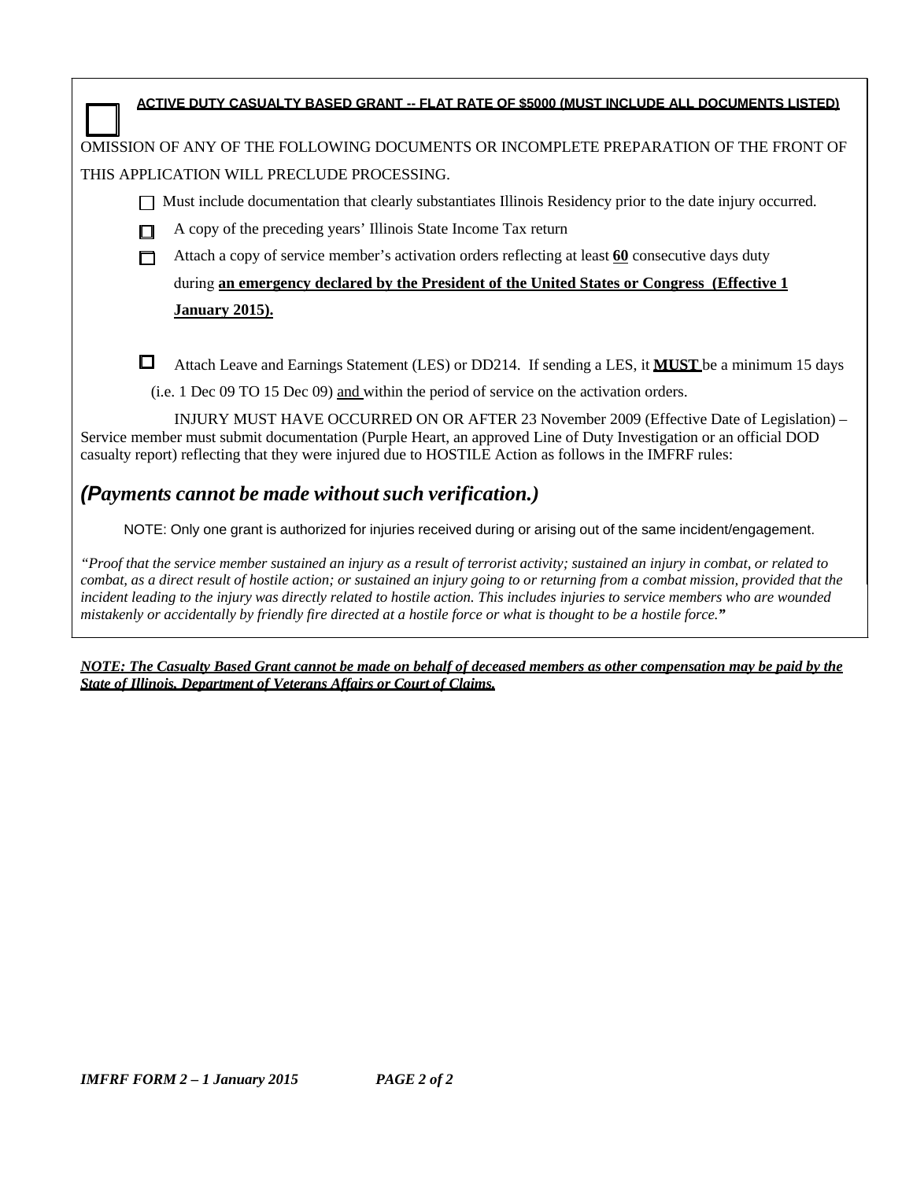☐ **ACTIVE DUTY CASUALTY BASED GRANT -- FLAT RATE OF $5000 (MUST INCLUDE ALL DOCUMENTS LISTED)**

OMISSION OF ANY OF THE FOLLOWING DOCUMENTS OR INCOMPLETE PREPARATION OF THE FRONT OF THIS APPLICATION WILL PRECLUDE PROCESSING.

- ☐ Must include documentation that clearly substantiates Illinois Residency prior to the date injury occurred.
- ☐ A copy of the preceding years' Illinois State Income Tax return
- ☐ Attach a copy of service member's activation orders reflecting at least **60** consecutive days duty during **an emergency declared by the President of the United States or Congress (Effective 1 January 2015).**
- ☐ Attach Leave and Earnings Statement (LES) or DD214. If sending a LES, it **MUST** be a minimum 15 days (i.e. 1 Dec 09 TO 15 Dec 09) and within the period of service on the activation orders.

INJURY MUST HAVE OCCURRED ON OR AFTER 23 November 2009 (Effective Date of Legislation) – Service member must submit documentation (Purple Heart, an approved Line of Duty Investigation or an official DOD casualty report) reflecting that they were injured due to HOSTILE Action as follows in the IMFRF rules:

***(Payments cannot be made without such verification.)***

NOTE: Only one grant is authorized for injuries received during or arising out of the same incident/engagement.

*"Proof that the service member sustained an injury as a result of terrorist activity; sustained an injury in combat, or related to combat, as a direct result of hostile action; or sustained an injury going to or returning from a combat mission, provided that the incident leading to the injury was directly related to hostile action. This includes injuries to service members who are wounded mistakenly or accidentally by friendly fire directed at a hostile force or what is thought to be a hostile force."*

***NOTE: The Casualty Based Grant cannot be made on behalf of deceased members as other compensation may be paid by the State of Illinois, Department of Veterans Affairs or Court of Claims.***

***IMFRF FORM 2 – 1 January 2015***